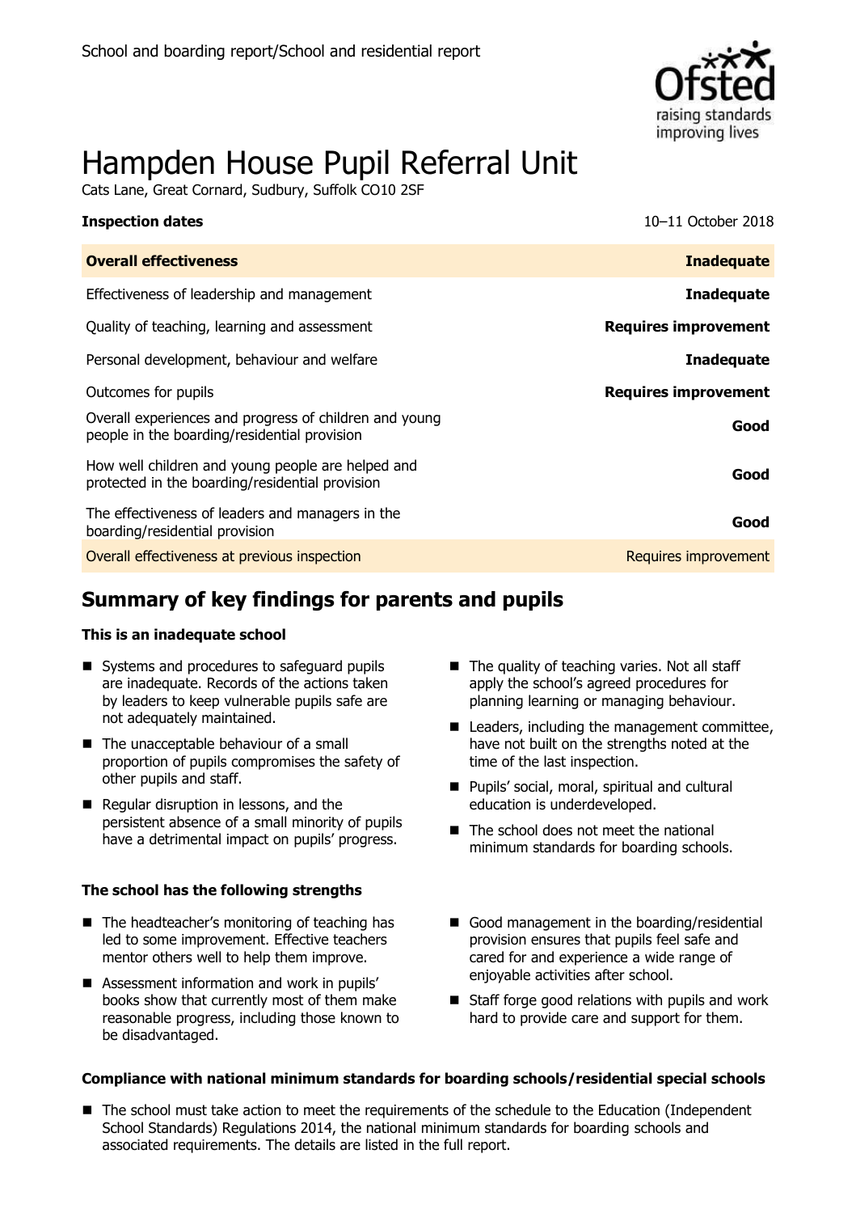School and boarding report/School and residential report

# Hampden House Pupil Referral Unit

Cats Lane, Great Cornard, Sudbury, Suffolk CO10 2SF

| **Inspection dates** | 10–11 October 2018 |
| --- | --- |
| **Overall effectiveness** | **Inadequate** |
| Effectiveness of leadership and management | **Inadequate** |
| Quality of teaching, learning and assessment | **Requires improvement** |
| Personal development, behaviour and welfare | **Inadequate** |
| Outcomes for pupils | **Requires improvement** |
| Overall experiences and progress of children and young people in the boarding/residential provision | **Good** |
| How well children and young people are helped and protected in the boarding/residential provision | **Good** |
| The effectiveness of leaders and managers in the boarding/residential provision | **Good** |
| Overall effectiveness at previous inspection | Requires improvement |

## Summary of key findings for parents and pupils

### This is an inadequate school

- Systems and procedures to safeguard pupils are inadequate. Records of the actions taken by leaders to keep vulnerable pupils safe are not adequately maintained.
- The unacceptable behaviour of a small proportion of pupils compromises the safety of other pupils and staff.
- Regular disruption in lessons, and the persistent absence of a small minority of pupils have a detrimental impact on pupils' progress.
- The quality of teaching varies. Not all staff apply the school's agreed procedures for planning learning or managing behaviour.
- Leaders, including the management committee, have not built on the strengths noted at the time of the last inspection.
- Pupils' social, moral, spiritual and cultural education is underdeveloped.
- The school does not meet the national minimum standards for boarding schools.

### The school has the following strengths

- The headteacher's monitoring of teaching has led to some improvement. Effective teachers mentor others well to help them improve.
- Assessment information and work in pupils' books show that currently most of them make reasonable progress, including those known to be disadvantaged.
- Good management in the boarding/residential provision ensures that pupils feel safe and cared for and experience a wide range of enjoyable activities after school.
- Staff forge good relations with pupils and work hard to provide care and support for them.

### Compliance with national minimum standards for boarding schools/residential special schools

- The school must take action to meet the requirements of the schedule to the Education (Independent School Standards) Regulations 2014, the national minimum standards for boarding schools and associated requirements. The details are listed in the full report.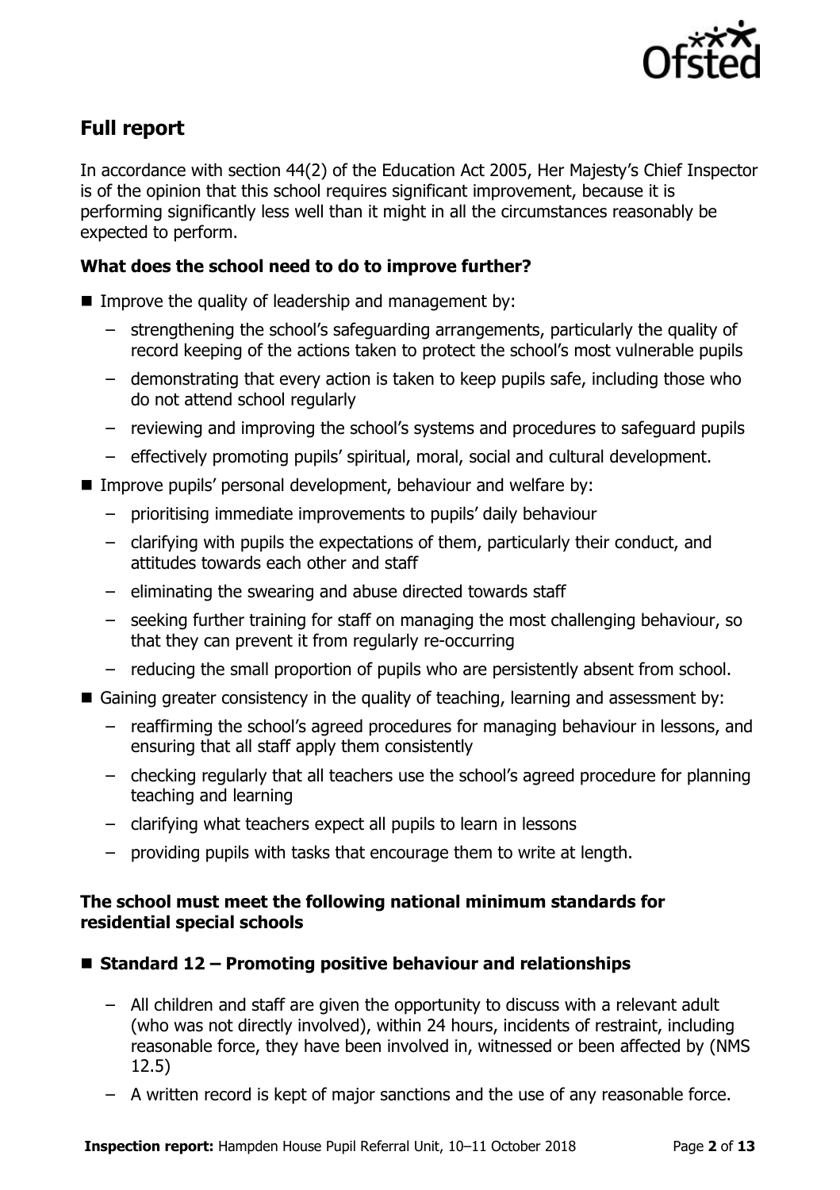## Full report

In accordance with section 44(2) of the Education Act 2005, Her Majesty's Chief Inspector is of the opinion that this school requires significant improvement, because it is performing significantly less well than it might in all the circumstances reasonably be expected to perform.

### What does the school need to do to improve further?

- Improve the quality of leadership and management by:
  - strengthening the school's safeguarding arrangements, particularly the quality of record keeping of the actions taken to protect the school's most vulnerable pupils
  - demonstrating that every action is taken to keep pupils safe, including those who do not attend school regularly
  - reviewing and improving the school's systems and procedures to safeguard pupils
  - effectively promoting pupils' spiritual, moral, social and cultural development.
- Improve pupils' personal development, behaviour and welfare by:
  - prioritising immediate improvements to pupils' daily behaviour
  - clarifying with pupils the expectations of them, particularly their conduct, and attitudes towards each other and staff
  - eliminating the swearing and abuse directed towards staff
  - seeking further training for staff on managing the most challenging behaviour, so that they can prevent it from regularly re-occurring
  - reducing the small proportion of pupils who are persistently absent from school.
- Gaining greater consistency in the quality of teaching, learning and assessment by:
  - reaffirming the school's agreed procedures for managing behaviour in lessons, and ensuring that all staff apply them consistently
  - checking regularly that all teachers use the school's agreed procedure for planning teaching and learning
  - clarifying what teachers expect all pupils to learn in lessons
  - providing pupils with tasks that encourage them to write at length.

### The school must meet the following national minimum standards for residential special schools

- **Standard 12 – Promoting positive behaviour and relationships**
  - All children and staff are given the opportunity to discuss with a relevant adult (who was not directly involved), within 24 hours, incidents of restraint, including reasonable force, they have been involved in, witnessed or been affected by (NMS 12.5)
  - A written record is kept of major sanctions and the use of any reasonable force.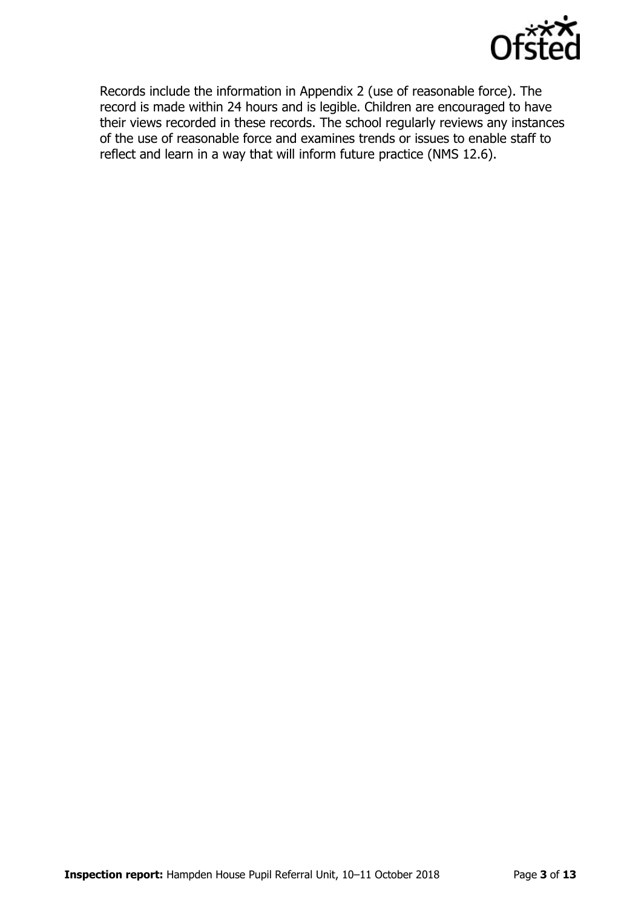Records include the information in Appendix 2 (use of reasonable force). The record is made within 24 hours and is legible. Children are encouraged to have their views recorded in these records. The school regularly reviews any instances of the use of reasonable force and examines trends or issues to enable staff to reflect and learn in a way that will inform future practice (NMS 12.6).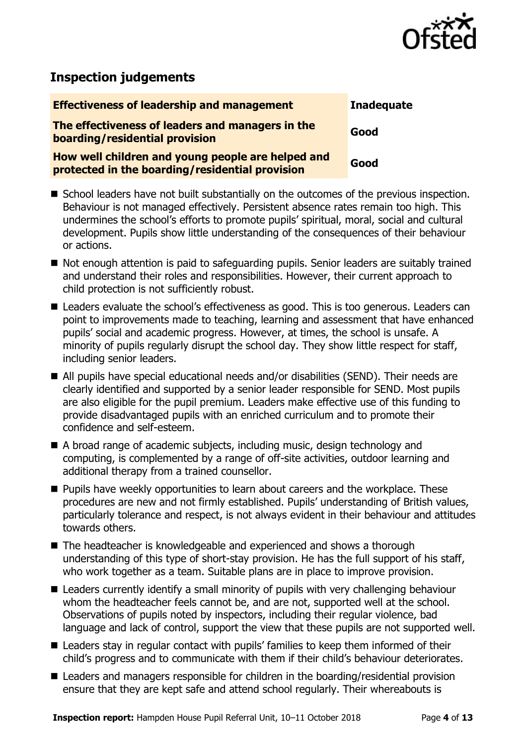## Inspection judgements

| Effectiveness of leadership and management | Inadequate |
| --- | --- |
| The effectiveness of leaders and managers in the boarding/residential provision | Good |
| How well children and young people are helped and protected in the boarding/residential provision | Good |

- School leaders have not built substantially on the outcomes of the previous inspection. Behaviour is not managed effectively. Persistent absence rates remain too high. This undermines the school's efforts to promote pupils' spiritual, moral, social and cultural development. Pupils show little understanding of the consequences of their behaviour or actions.
- Not enough attention is paid to safeguarding pupils. Senior leaders are suitably trained and understand their roles and responsibilities. However, their current approach to child protection is not sufficiently robust.
- Leaders evaluate the school's effectiveness as good. This is too generous. Leaders can point to improvements made to teaching, learning and assessment that have enhanced pupils' social and academic progress. However, at times, the school is unsafe. A minority of pupils regularly disrupt the school day. They show little respect for staff, including senior leaders.
- All pupils have special educational needs and/or disabilities (SEND). Their needs are clearly identified and supported by a senior leader responsible for SEND. Most pupils are also eligible for the pupil premium. Leaders make effective use of this funding to provide disadvantaged pupils with an enriched curriculum and to promote their confidence and self-esteem.
- A broad range of academic subjects, including music, design technology and computing, is complemented by a range of off-site activities, outdoor learning and additional therapy from a trained counsellor.
- Pupils have weekly opportunities to learn about careers and the workplace. These procedures are new and not firmly established. Pupils' understanding of British values, particularly tolerance and respect, is not always evident in their behaviour and attitudes towards others.
- The headteacher is knowledgeable and experienced and shows a thorough understanding of this type of short-stay provision. He has the full support of his staff, who work together as a team. Suitable plans are in place to improve provision.
- Leaders currently identify a small minority of pupils with very challenging behaviour whom the headteacher feels cannot be, and are not, supported well at the school. Observations of pupils noted by inspectors, including their regular violence, bad language and lack of control, support the view that these pupils are not supported well.
- Leaders stay in regular contact with pupils' families to keep them informed of their child's progress and to communicate with them if their child's behaviour deteriorates.
- Leaders and managers responsible for children in the boarding/residential provision ensure that they are kept safe and attend school regularly. Their whereabouts is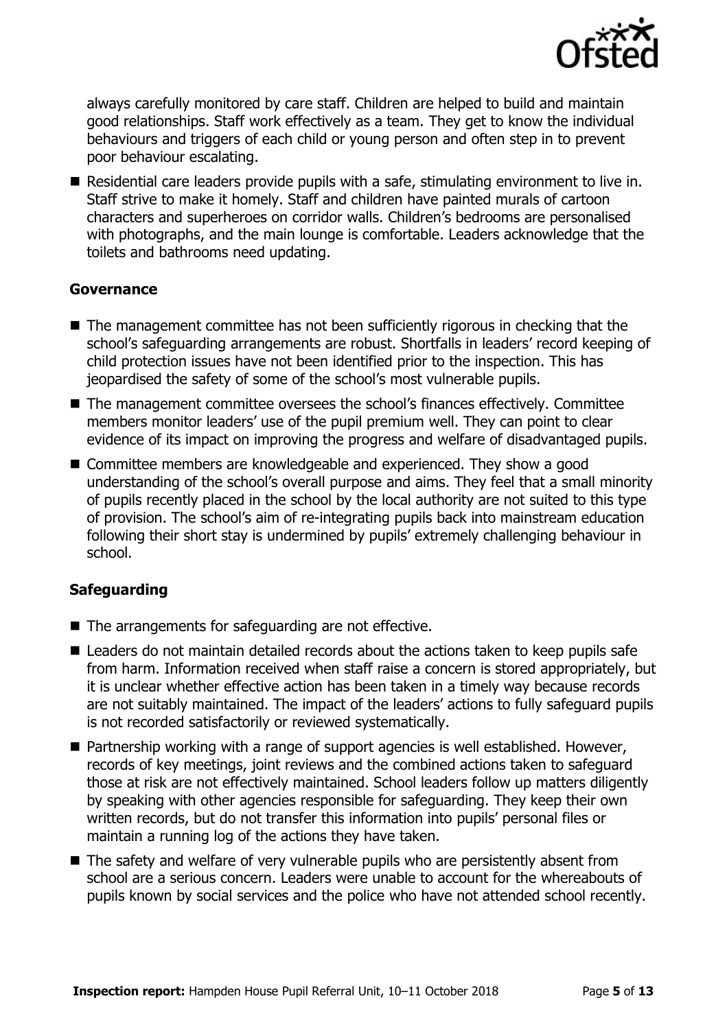always carefully monitored by care staff. Children are helped to build and maintain good relationships. Staff work effectively as a team. They get to know the individual behaviours and triggers of each child or young person and often step in to prevent poor behaviour escalating.

- Residential care leaders provide pupils with a safe, stimulating environment to live in. Staff strive to make it homely. Staff and children have painted murals of cartoon characters and superheroes on corridor walls. Children's bedrooms are personalised with photographs, and the main lounge is comfortable. Leaders acknowledge that the toilets and bathrooms need updating.

### Governance

- The management committee has not been sufficiently rigorous in checking that the school's safeguarding arrangements are robust. Shortfalls in leaders' record keeping of child protection issues have not been identified prior to the inspection. This has jeopardised the safety of some of the school's most vulnerable pupils.
- The management committee oversees the school's finances effectively. Committee members monitor leaders' use of the pupil premium well. They can point to clear evidence of its impact on improving the progress and welfare of disadvantaged pupils.
- Committee members are knowledgeable and experienced. They show a good understanding of the school's overall purpose and aims. They feel that a small minority of pupils recently placed in the school by the local authority are not suited to this type of provision. The school's aim of re-integrating pupils back into mainstream education following their short stay is undermined by pupils' extremely challenging behaviour in school.

### Safeguarding

- The arrangements for safeguarding are not effective.
- Leaders do not maintain detailed records about the actions taken to keep pupils safe from harm. Information received when staff raise a concern is stored appropriately, but it is unclear whether effective action has been taken in a timely way because records are not suitably maintained. The impact of the leaders' actions to fully safeguard pupils is not recorded satisfactorily or reviewed systematically.
- Partnership working with a range of support agencies is well established. However, records of key meetings, joint reviews and the combined actions taken to safeguard those at risk are not effectively maintained. School leaders follow up matters diligently by speaking with other agencies responsible for safeguarding. They keep their own written records, but do not transfer this information into pupils' personal files or maintain a running log of the actions they have taken.
- The safety and welfare of very vulnerable pupils who are persistently absent from school are a serious concern. Leaders were unable to account for the whereabouts of pupils known by social services and the police who have not attended school recently.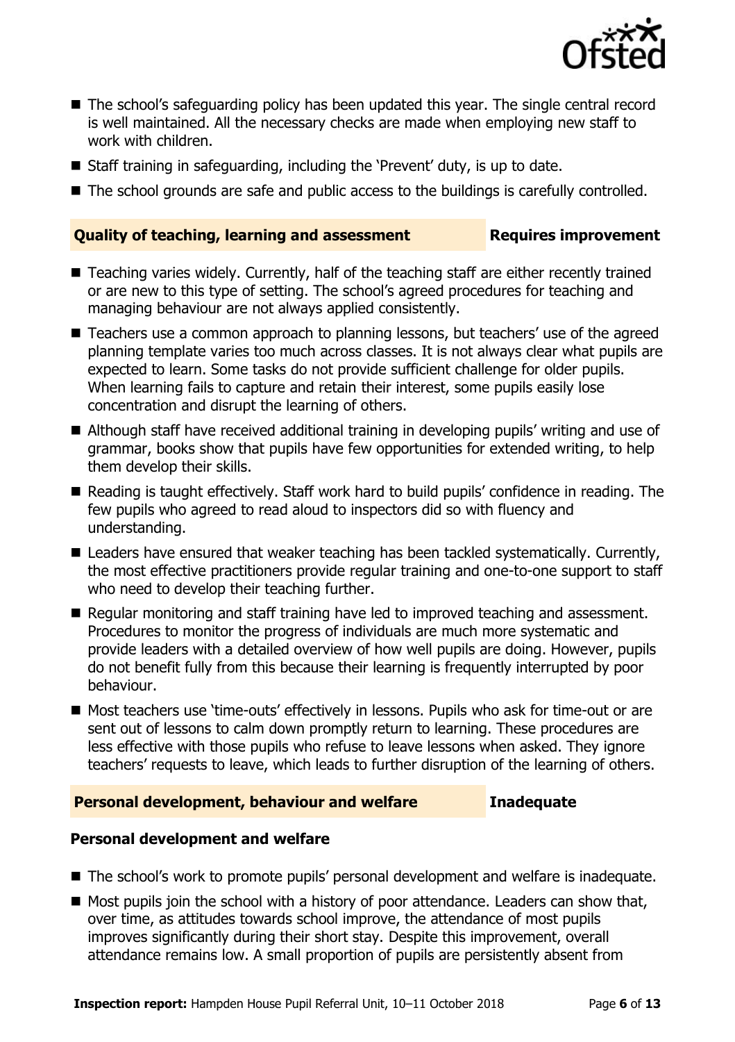- The school's safeguarding policy has been updated this year. The single central record is well maintained. All the necessary checks are made when employing new staff to work with children.
- Staff training in safeguarding, including the 'Prevent' duty, is up to date.
- The school grounds are safe and public access to the buildings is carefully controlled.

## Quality of teaching, learning and assessment — Requires improvement

- Teaching varies widely. Currently, half of the teaching staff are either recently trained or are new to this type of setting. The school's agreed procedures for teaching and managing behaviour are not always applied consistently.
- Teachers use a common approach to planning lessons, but teachers' use of the agreed planning template varies too much across classes. It is not always clear what pupils are expected to learn. Some tasks do not provide sufficient challenge for older pupils. When learning fails to capture and retain their interest, some pupils easily lose concentration and disrupt the learning of others.
- Although staff have received additional training in developing pupils' writing and use of grammar, books show that pupils have few opportunities for extended writing, to help them develop their skills.
- Reading is taught effectively. Staff work hard to build pupils' confidence in reading. The few pupils who agreed to read aloud to inspectors did so with fluency and understanding.
- Leaders have ensured that weaker teaching has been tackled systematically. Currently, the most effective practitioners provide regular training and one-to-one support to staff who need to develop their teaching further.
- Regular monitoring and staff training have led to improved teaching and assessment. Procedures to monitor the progress of individuals are much more systematic and provide leaders with a detailed overview of how well pupils are doing. However, pupils do not benefit fully from this because their learning is frequently interrupted by poor behaviour.
- Most teachers use 'time-outs' effectively in lessons. Pupils who ask for time-out or are sent out of lessons to calm down promptly return to learning. These procedures are less effective with those pupils who refuse to leave lessons when asked. They ignore teachers' requests to leave, which leads to further disruption of the learning of others.

## Personal development, behaviour and welfare — Inadequate

### Personal development and welfare

- The school's work to promote pupils' personal development and welfare is inadequate.
- Most pupils join the school with a history of poor attendance. Leaders can show that, over time, as attitudes towards school improve, the attendance of most pupils improves significantly during their short stay. Despite this improvement, overall attendance remains low. A small proportion of pupils are persistently absent from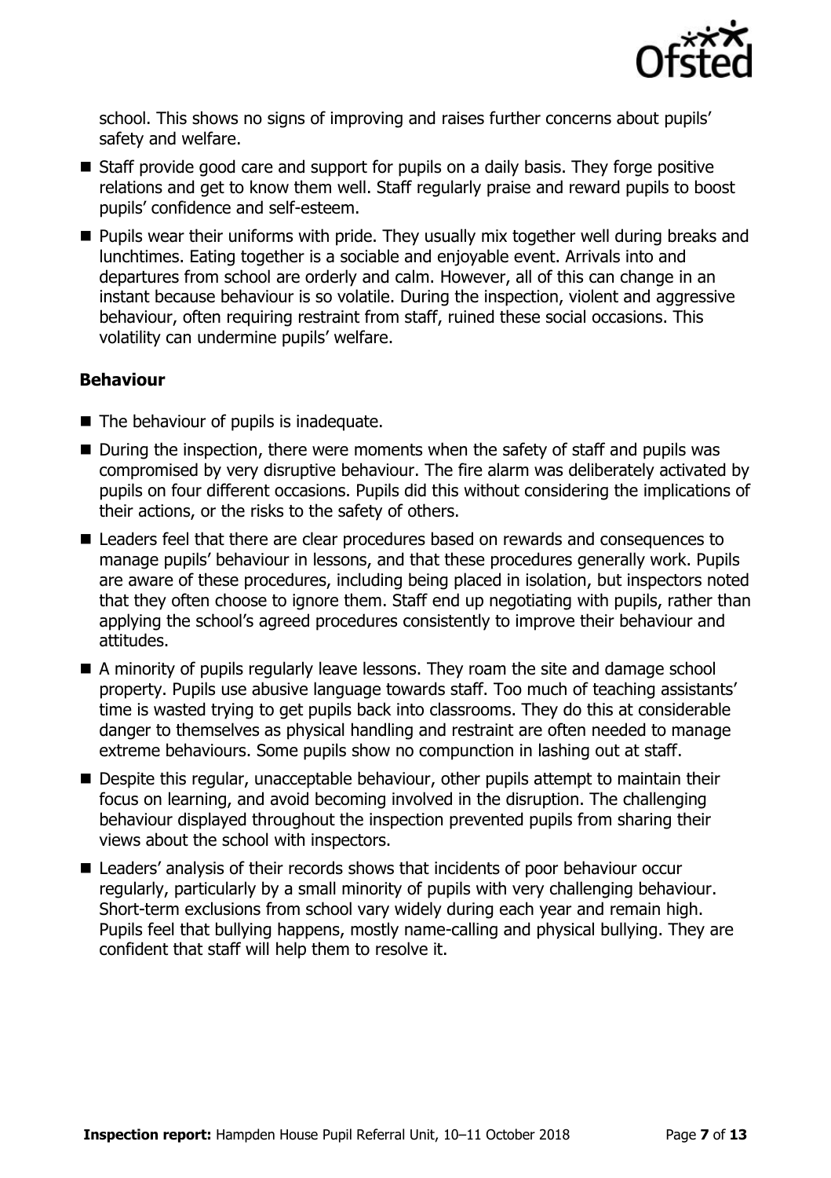school. This shows no signs of improving and raises further concerns about pupils' safety and welfare.

- Staff provide good care and support for pupils on a daily basis. They forge positive relations and get to know them well. Staff regularly praise and reward pupils to boost pupils' confidence and self-esteem.
- Pupils wear their uniforms with pride. They usually mix together well during breaks and lunchtimes. Eating together is a sociable and enjoyable event. Arrivals into and departures from school are orderly and calm. However, all of this can change in an instant because behaviour is so volatile. During the inspection, violent and aggressive behaviour, often requiring restraint from staff, ruined these social occasions. This volatility can undermine pupils' welfare.

### Behaviour

- The behaviour of pupils is inadequate.
- During the inspection, there were moments when the safety of staff and pupils was compromised by very disruptive behaviour. The fire alarm was deliberately activated by pupils on four different occasions. Pupils did this without considering the implications of their actions, or the risks to the safety of others.
- Leaders feel that there are clear procedures based on rewards and consequences to manage pupils' behaviour in lessons, and that these procedures generally work. Pupils are aware of these procedures, including being placed in isolation, but inspectors noted that they often choose to ignore them. Staff end up negotiating with pupils, rather than applying the school's agreed procedures consistently to improve their behaviour and attitudes.
- A minority of pupils regularly leave lessons. They roam the site and damage school property. Pupils use abusive language towards staff. Too much of teaching assistants' time is wasted trying to get pupils back into classrooms. They do this at considerable danger to themselves as physical handling and restraint are often needed to manage extreme behaviours. Some pupils show no compunction in lashing out at staff.
- Despite this regular, unacceptable behaviour, other pupils attempt to maintain their focus on learning, and avoid becoming involved in the disruption. The challenging behaviour displayed throughout the inspection prevented pupils from sharing their views about the school with inspectors.
- Leaders' analysis of their records shows that incidents of poor behaviour occur regularly, particularly by a small minority of pupils with very challenging behaviour. Short-term exclusions from school vary widely during each year and remain high. Pupils feel that bullying happens, mostly name-calling and physical bullying. They are confident that staff will help them to resolve it.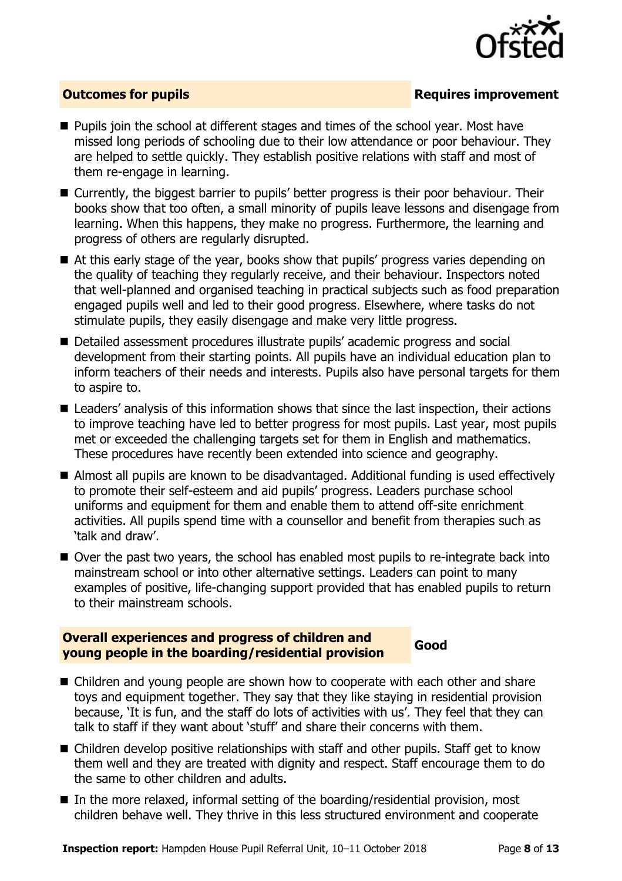## Outcomes for pupils — Requires improvement

- Pupils join the school at different stages and times of the school year. Most have missed long periods of schooling due to their low attendance or poor behaviour. They are helped to settle quickly. They establish positive relations with staff and most of them re-engage in learning.
- Currently, the biggest barrier to pupils' better progress is their poor behaviour. Their books show that too often, a small minority of pupils leave lessons and disengage from learning. When this happens, they make no progress. Furthermore, the learning and progress of others are regularly disrupted.
- At this early stage of the year, books show that pupils' progress varies depending on the quality of teaching they regularly receive, and their behaviour. Inspectors noted that well-planned and organised teaching in practical subjects such as food preparation engaged pupils well and led to their good progress. Elsewhere, where tasks do not stimulate pupils, they easily disengage and make very little progress.
- Detailed assessment procedures illustrate pupils' academic progress and social development from their starting points. All pupils have an individual education plan to inform teachers of their needs and interests. Pupils also have personal targets for them to aspire to.
- Leaders' analysis of this information shows that since the last inspection, their actions to improve teaching have led to better progress for most pupils. Last year, most pupils met or exceeded the challenging targets set for them in English and mathematics. These procedures have recently been extended into science and geography.
- Almost all pupils are known to be disadvantaged. Additional funding is used effectively to promote their self-esteem and aid pupils' progress. Leaders purchase school uniforms and equipment for them and enable them to attend off-site enrichment activities. All pupils spend time with a counsellor and benefit from therapies such as 'talk and draw'.
- Over the past two years, the school has enabled most pupils to re-integrate back into mainstream school or into other alternative settings. Leaders can point to many examples of positive, life-changing support provided that has enabled pupils to return to their mainstream schools.

## Overall experiences and progress of children and young people in the boarding/residential provision — Good

- Children and young people are shown how to cooperate with each other and share toys and equipment together. They say that they like staying in residential provision because, 'It is fun, and the staff do lots of activities with us'. They feel that they can talk to staff if they want about 'stuff' and share their concerns with them.
- Children develop positive relationships with staff and other pupils. Staff get to know them well and they are treated with dignity and respect. Staff encourage them to do the same to other children and adults.
- In the more relaxed, informal setting of the boarding/residential provision, most children behave well. They thrive in this less structured environment and cooperate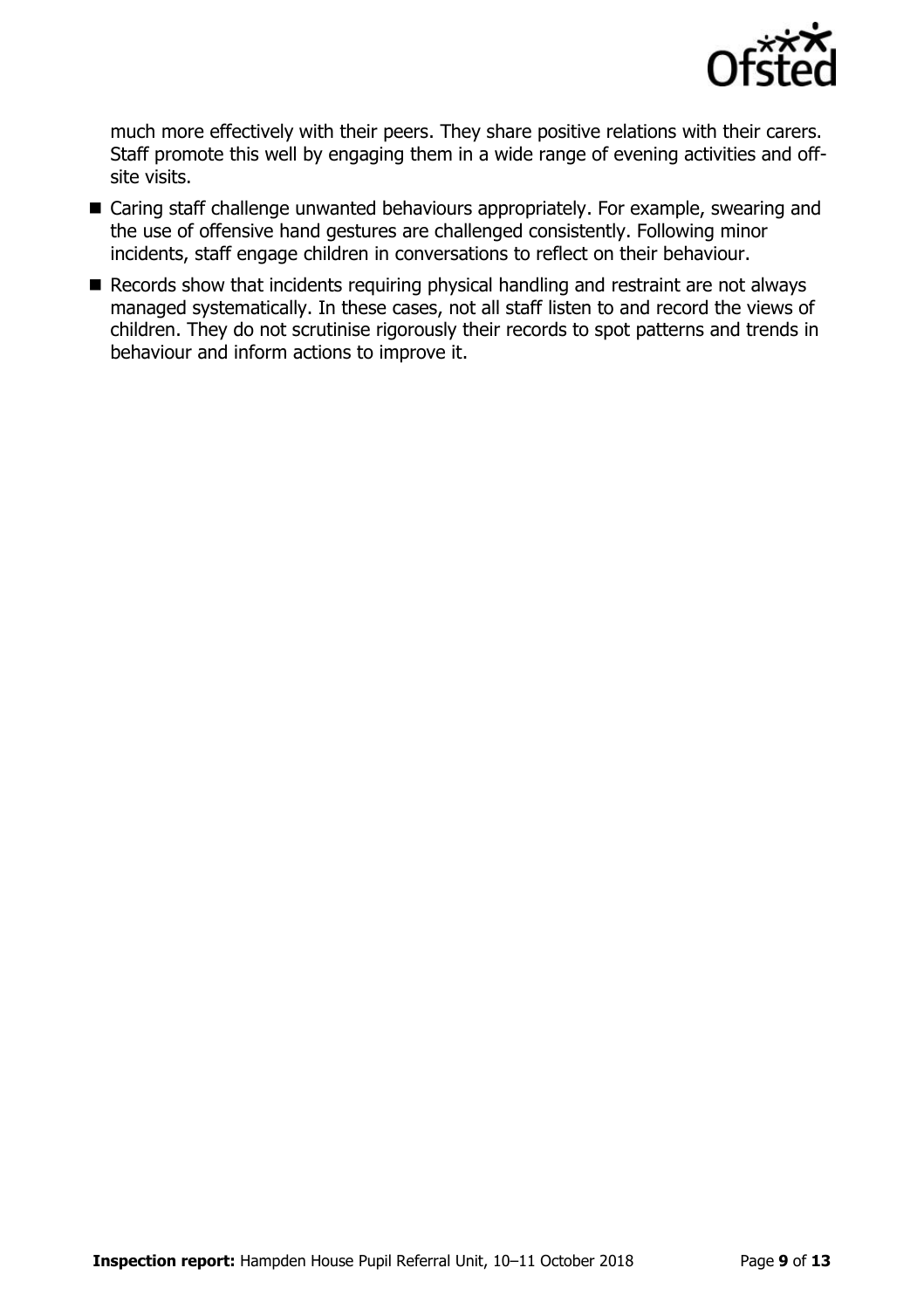much more effectively with their peers. They share positive relations with their carers. Staff promote this well by engaging them in a wide range of evening activities and off-site visits.

- Caring staff challenge unwanted behaviours appropriately. For example, swearing and the use of offensive hand gestures are challenged consistently. Following minor incidents, staff engage children in conversations to reflect on their behaviour.
- Records show that incidents requiring physical handling and restraint are not always managed systematically. In these cases, not all staff listen to and record the views of children. They do not scrutinise rigorously their records to spot patterns and trends in behaviour and inform actions to improve it.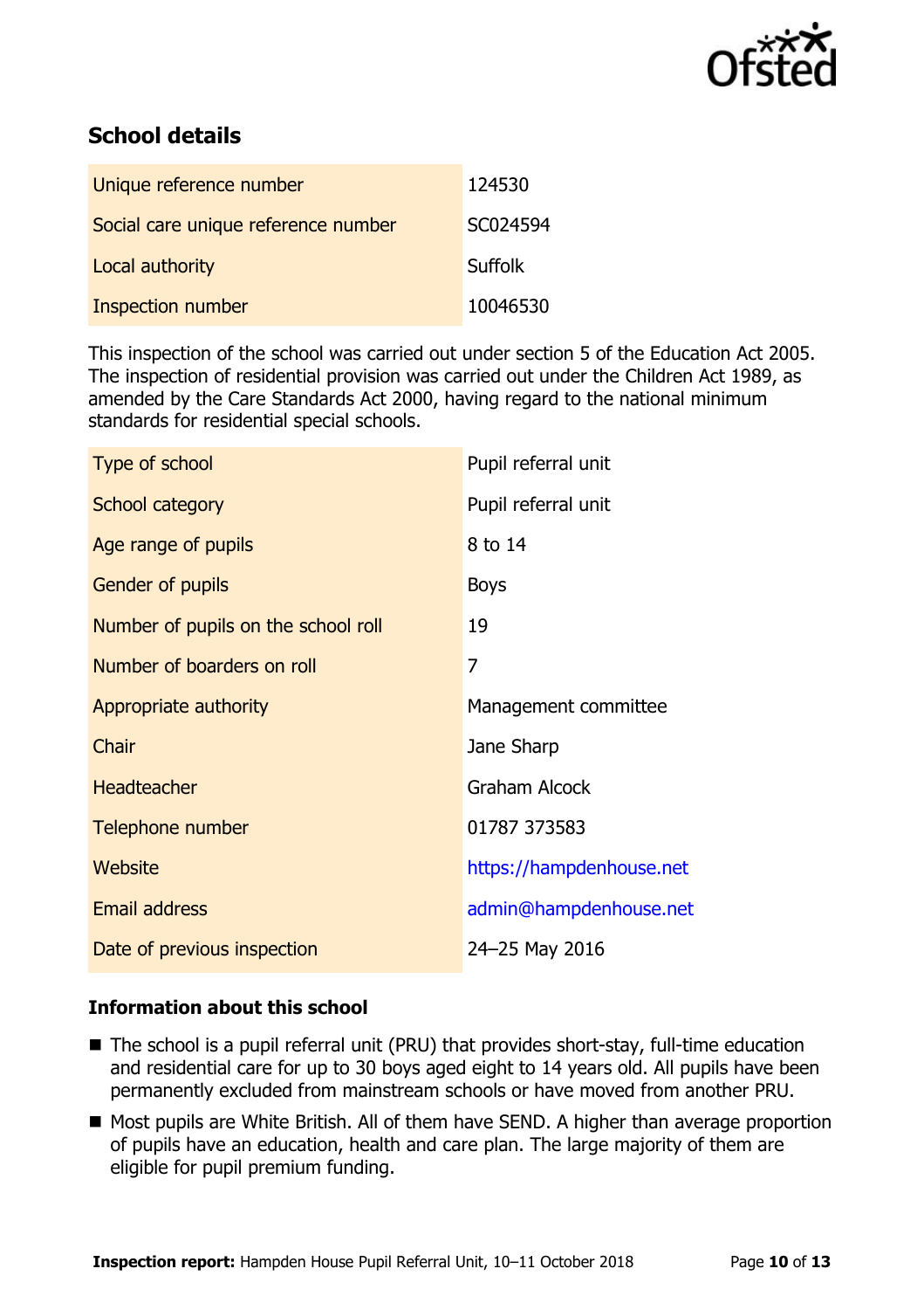## School details

| | |
|---|---|
| Unique reference number | 124530 |
| Social care unique reference number | SC024594 |
| Local authority | Suffolk |
| Inspection number | 10046530 |

This inspection of the school was carried out under section 5 of the Education Act 2005. The inspection of residential provision was carried out under the Children Act 1989, as amended by the Care Standards Act 2000, having regard to the national minimum standards for residential special schools.

| | |
|---|---|
| Type of school | Pupil referral unit |
| School category | Pupil referral unit |
| Age range of pupils | 8 to 14 |
| Gender of pupils | Boys |
| Number of pupils on the school roll | 19 |
| Number of boarders on roll | 7 |
| Appropriate authority | Management committee |
| Chair | Jane Sharp |
| Headteacher | Graham Alcock |
| Telephone number | 01787 373583 |
| Website | https://hampdenhouse.net |
| Email address | admin@hampdenhouse.net |
| Date of previous inspection | 24–25 May 2016 |

### Information about this school

- The school is a pupil referral unit (PRU) that provides short-stay, full-time education and residential care for up to 30 boys aged eight to 14 years old. All pupils have been permanently excluded from mainstream schools or have moved from another PRU.
- Most pupils are White British. All of them have SEND. A higher than average proportion of pupils have an education, health and care plan. The large majority of them are eligible for pupil premium funding.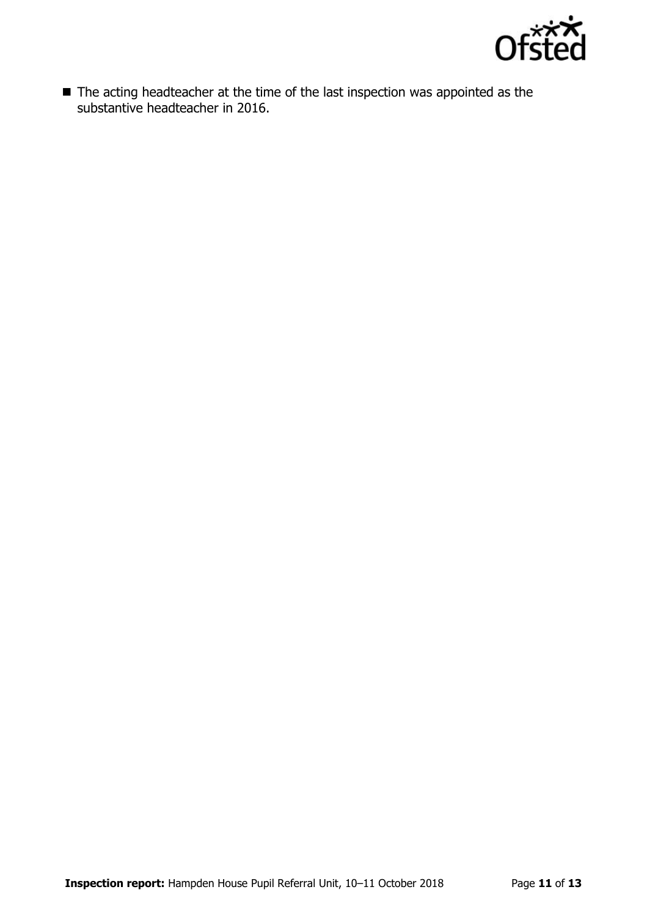- The acting headteacher at the time of the last inspection was appointed as the substantive headteacher in 2016.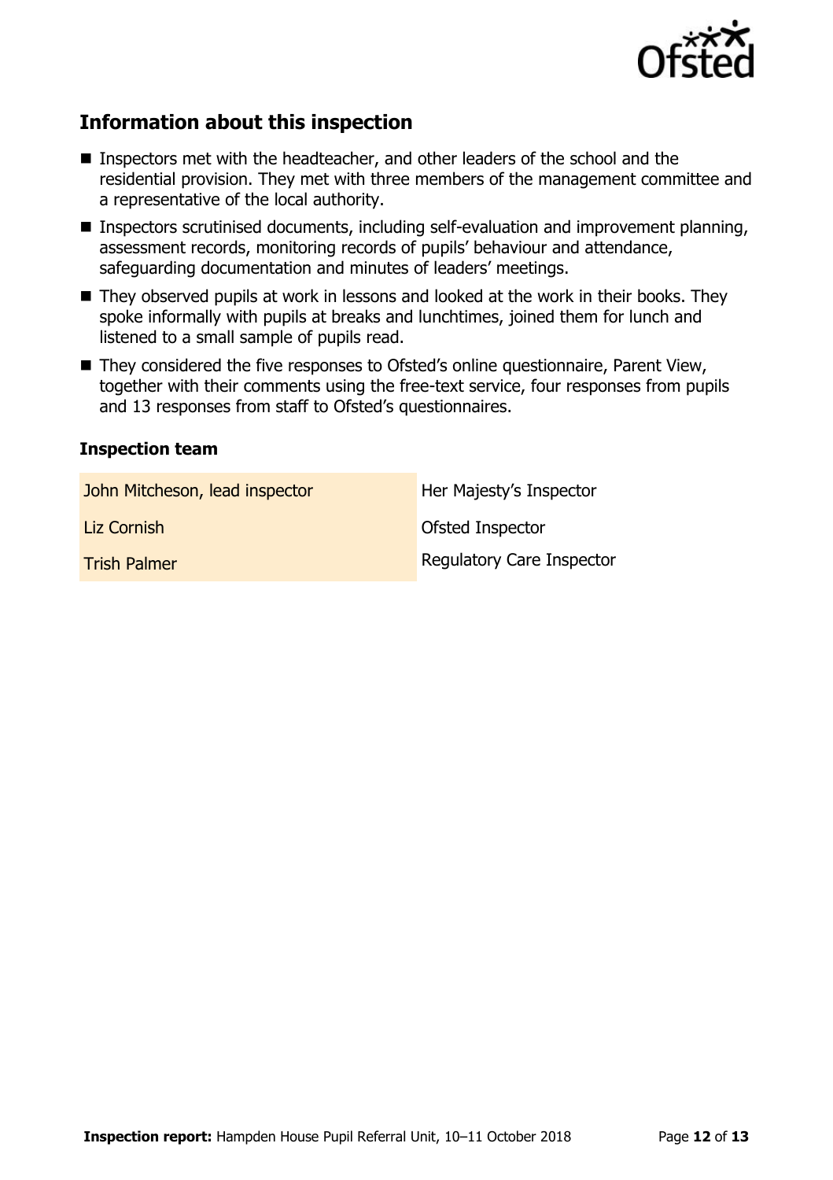## Information about this inspection

- Inspectors met with the headteacher, and other leaders of the school and the residential provision. They met with three members of the management committee and a representative of the local authority.
- Inspectors scrutinised documents, including self-evaluation and improvement planning, assessment records, monitoring records of pupils' behaviour and attendance, safeguarding documentation and minutes of leaders' meetings.
- They observed pupils at work in lessons and looked at the work in their books. They spoke informally with pupils at breaks and lunchtimes, joined them for lunch and listened to a small sample of pupils read.
- They considered the five responses to Ofsted's online questionnaire, Parent View, together with their comments using the free-text service, four responses from pupils and 13 responses from staff to Ofsted's questionnaires.

### Inspection team

| | |
|---|---|
| John Mitcheson, lead inspector | Her Majesty's Inspector |
| Liz Cornish | Ofsted Inspector |
| Trish Palmer | Regulatory Care Inspector |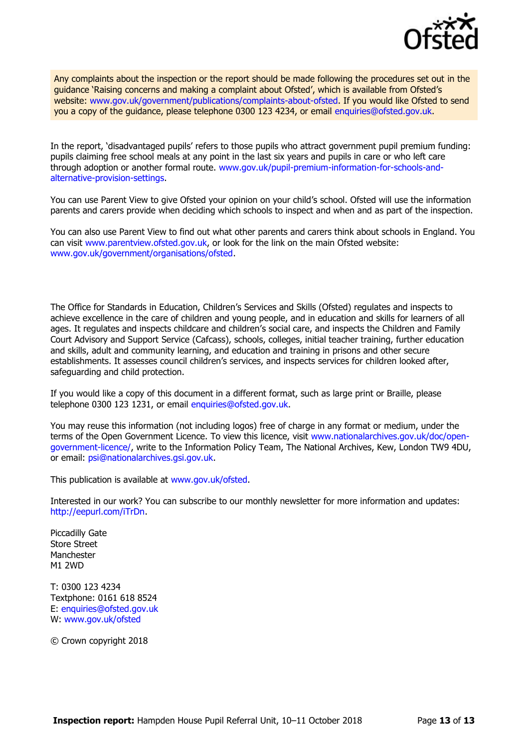Any complaints about the inspection or the report should be made following the procedures set out in the guidance 'Raising concerns and making a complaint about Ofsted', which is available from Ofsted's website: www.gov.uk/government/publications/complaints-about-ofsted. If you would like Ofsted to send you a copy of the guidance, please telephone 0300 123 4234, or email enquiries@ofsted.gov.uk.

In the report, 'disadvantaged pupils' refers to those pupils who attract government pupil premium funding: pupils claiming free school meals at any point in the last six years and pupils in care or who left care through adoption or another formal route. www.gov.uk/pupil-premium-information-for-schools-and-alternative-provision-settings.

You can use Parent View to give Ofsted your opinion on your child's school. Ofsted will use the information parents and carers provide when deciding which schools to inspect and when and as part of the inspection.

You can also use Parent View to find out what other parents and carers think about schools in England. You can visit www.parentview.ofsted.gov.uk, or look for the link on the main Ofsted website: www.gov.uk/government/organisations/ofsted.

The Office for Standards in Education, Children's Services and Skills (Ofsted) regulates and inspects to achieve excellence in the care of children and young people, and in education and skills for learners of all ages. It regulates and inspects childcare and children's social care, and inspects the Children and Family Court Advisory and Support Service (Cafcass), schools, colleges, initial teacher training, further education and skills, adult and community learning, and education and training in prisons and other secure establishments. It assesses council children's services, and inspects services for children looked after, safeguarding and child protection.

If you would like a copy of this document in a different format, such as large print or Braille, please telephone 0300 123 1231, or email enquiries@ofsted.gov.uk.

You may reuse this information (not including logos) free of charge in any format or medium, under the terms of the Open Government Licence. To view this licence, visit www.nationalarchives.gov.uk/doc/open-government-licence/, write to the Information Policy Team, The National Archives, Kew, London TW9 4DU, or email: psi@nationalarchives.gsi.gov.uk.

This publication is available at www.gov.uk/ofsted.

Interested in our work? You can subscribe to our monthly newsletter for more information and updates: http://eepurl.com/iTrDn.

Piccadilly Gate  
Store Street  
Manchester  
M1 2WD

T: 0300 123 4234  
Textphone: 0161 618 8524  
E: enquiries@ofsted.gov.uk  
W: www.gov.uk/ofsted

© Crown copyright 2018